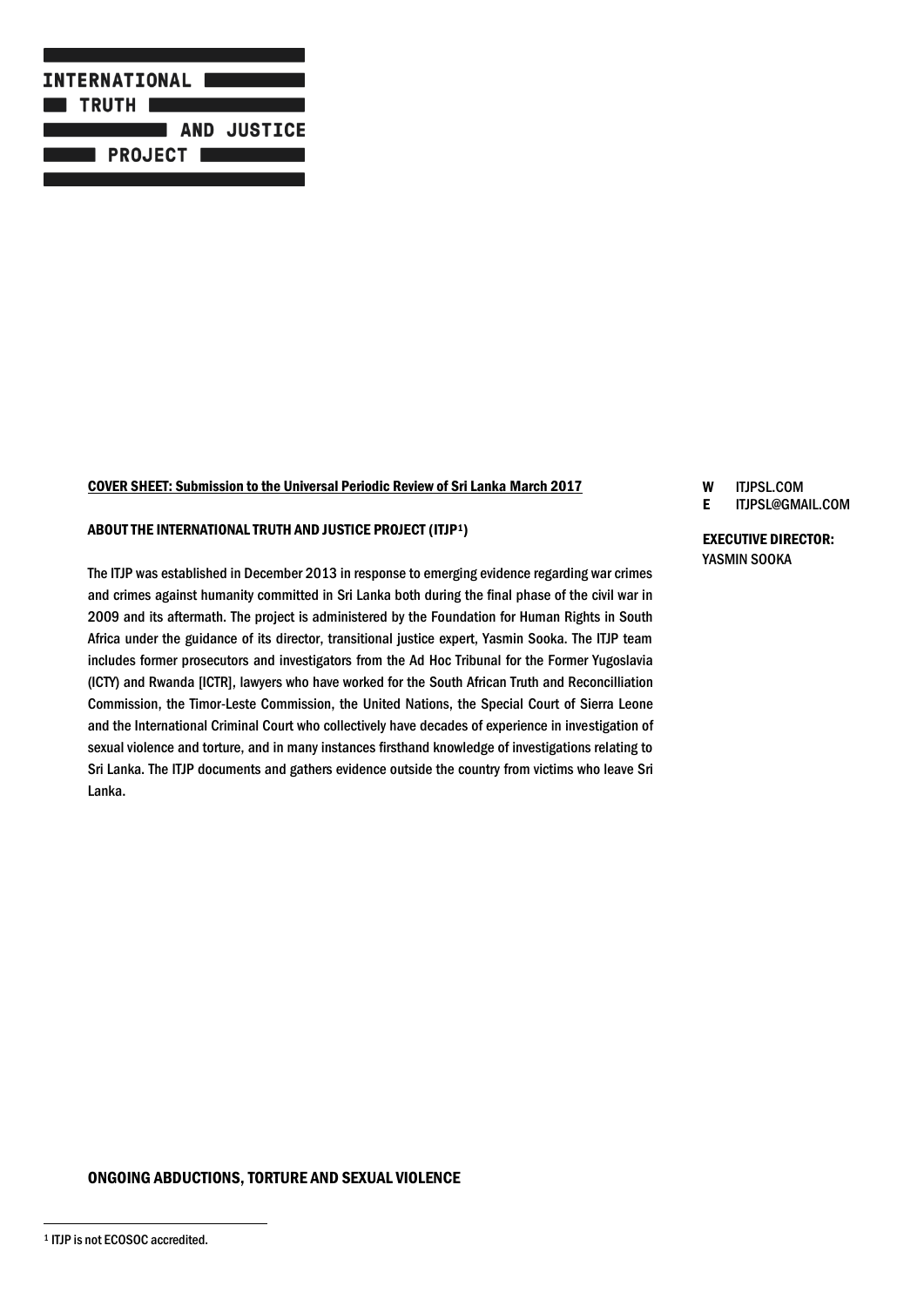INTERNATIONAL TRUTH AND JUSTICE PROJECT

**COVER SHEET: Submission to the Universal Periodic Review of Sri Lanka March 2017**

W ITJPSL.COM
E ITJPSL@GMAIL.COM

**EXECUTIVE DIRECTOR:**
YASMIN SOOKA

**ABOUT THE INTERNATIONAL TRUTH AND JUSTICE PROJECT (ITJP[1])**

The ITJP was established in December 2013 in response to emerging evidence regarding war crimes and crimes against humanity committed in Sri Lanka both during the final phase of the civil war in 2009 and its aftermath. The project is administered by the Foundation for Human Rights in South Africa under the guidance of its director, transitional justice expert, Yasmin Sooka. The ITJP team includes former prosecutors and investigators from the Ad Hoc Tribunal for the Former Yugoslavia (ICTY) and Rwanda [ICTR], lawyers who have worked for the South African Truth and Reconcilliation Commission, the Timor-Leste Commission, the United Nations, the Special Court of Sierra Leone and the International Criminal Court who collectively have decades of experience in investigation of sexual violence and torture, and in many instances firsthand knowledge of investigations relating to Sri Lanka. The ITJP documents and gathers evidence outside the country from victims who leave Sri Lanka.

## ONGOING ABDUCTIONS, TORTURE AND SEXUAL VIOLENCE

[1] ITJP is not ECOSOC accredited.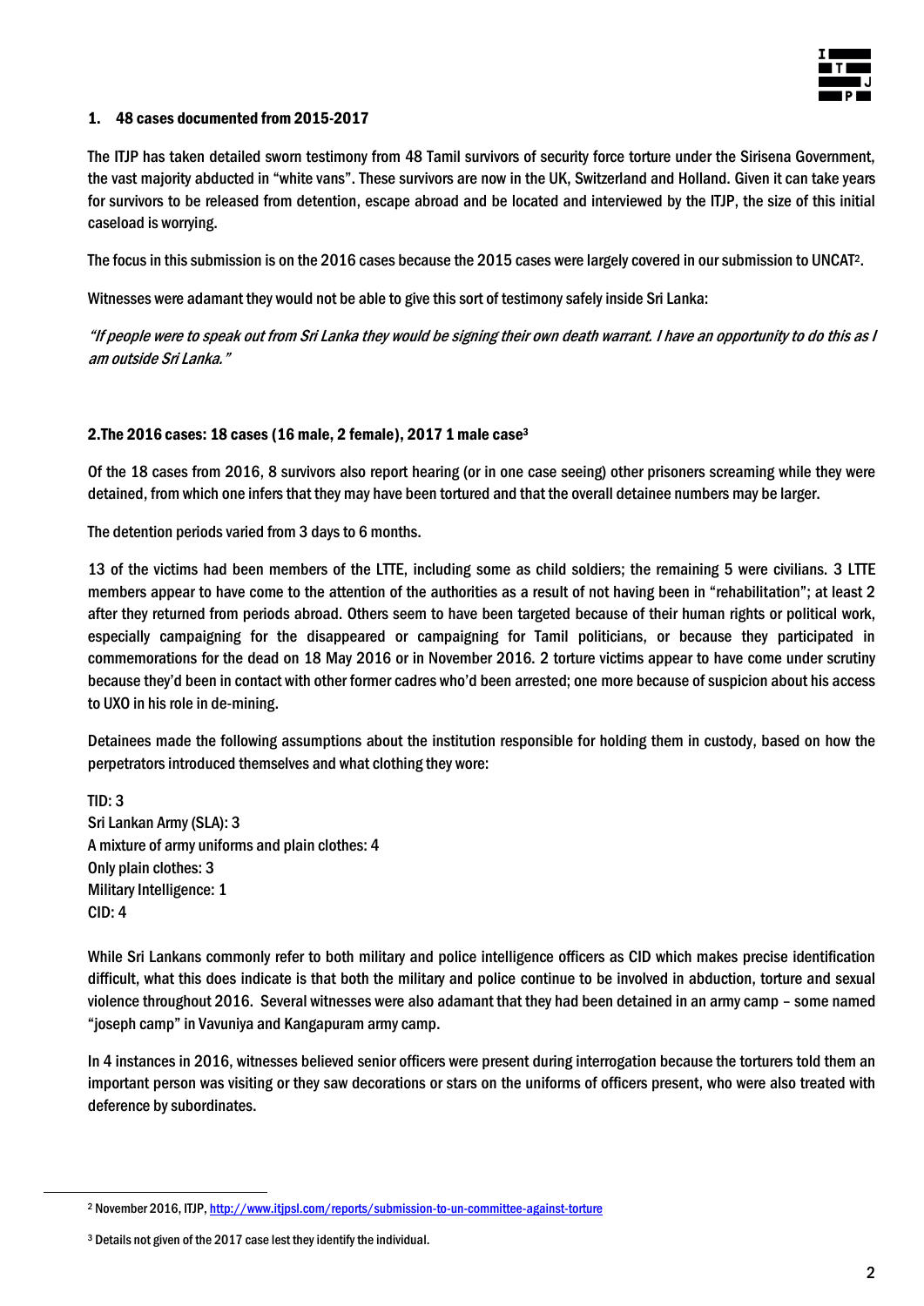## 1. 48 cases documented from 2015-2017

The ITJP has taken detailed sworn testimony from 48 Tamil survivors of security force torture under the Sirisena Government, the vast majority abducted in "white vans". These survivors are now in the UK, Switzerland and Holland. Given it can take years for survivors to be released from detention, escape abroad and be located and interviewed by the ITJP, the size of this initial caseload is worrying.

The focus in this submission is on the 2016 cases because the 2015 cases were largely covered in our submission to UNCAT[2].

Witnesses were adamant they would not be able to give this sort of testimony safely inside Sri Lanka:

*"If people were to speak out from Sri Lanka they would be signing their own death warrant. I have an opportunity to do this as I am outside Sri Lanka."*

## 2.The 2016 cases: 18 cases (16 male, 2 female), 2017 1 male case[3]

Of the 18 cases from 2016, 8 survivors also report hearing (or in one case seeing) other prisoners screaming while they were detained, from which one infers that they may have been tortured and that the overall detainee numbers may be larger.

The detention periods varied from 3 days to 6 months.

13 of the victims had been members of the LTTE, including some as child soldiers; the remaining 5 were civilians. 3 LTTE members appear to have come to the attention of the authorities as a result of not having been in "rehabilitation"; at least 2 after they returned from periods abroad. Others seem to have been targeted because of their human rights or political work, especially campaigning for the disappeared or campaigning for Tamil politicians, or because they participated in commemorations for the dead on 18 May 2016 or in November 2016. 2 torture victims appear to have come under scrutiny because they'd been in contact with other former cadres who'd been arrested; one more because of suspicion about his access to UXO in his role in de-mining.

Detainees made the following assumptions about the institution responsible for holding them in custody, based on how the perpetrators introduced themselves and what clothing they wore:

TID: 3
Sri Lankan Army (SLA): 3
A mixture of army uniforms and plain clothes: 4
Only plain clothes: 3
Military Intelligence: 1
CID: 4

While Sri Lankans commonly refer to both military and police intelligence officers as CID which makes precise identification difficult, what this does indicate is that both the military and police continue to be involved in abduction, torture and sexual violence throughout 2016. Several witnesses were also adamant that they had been detained in an army camp – some named "joseph camp" in Vavuniya and Kangapuram army camp.

In 4 instances in 2016, witnesses believed senior officers were present during interrogation because the torturers told them an important person was visiting or they saw decorations or stars on the uniforms of officers present, who were also treated with deference by subordinates.

---

[2] November 2016, ITJP, http://www.itjpsl.com/reports/submission-to-un-committee-against-torture

[3] Details not given of the 2017 case lest they identify the individual.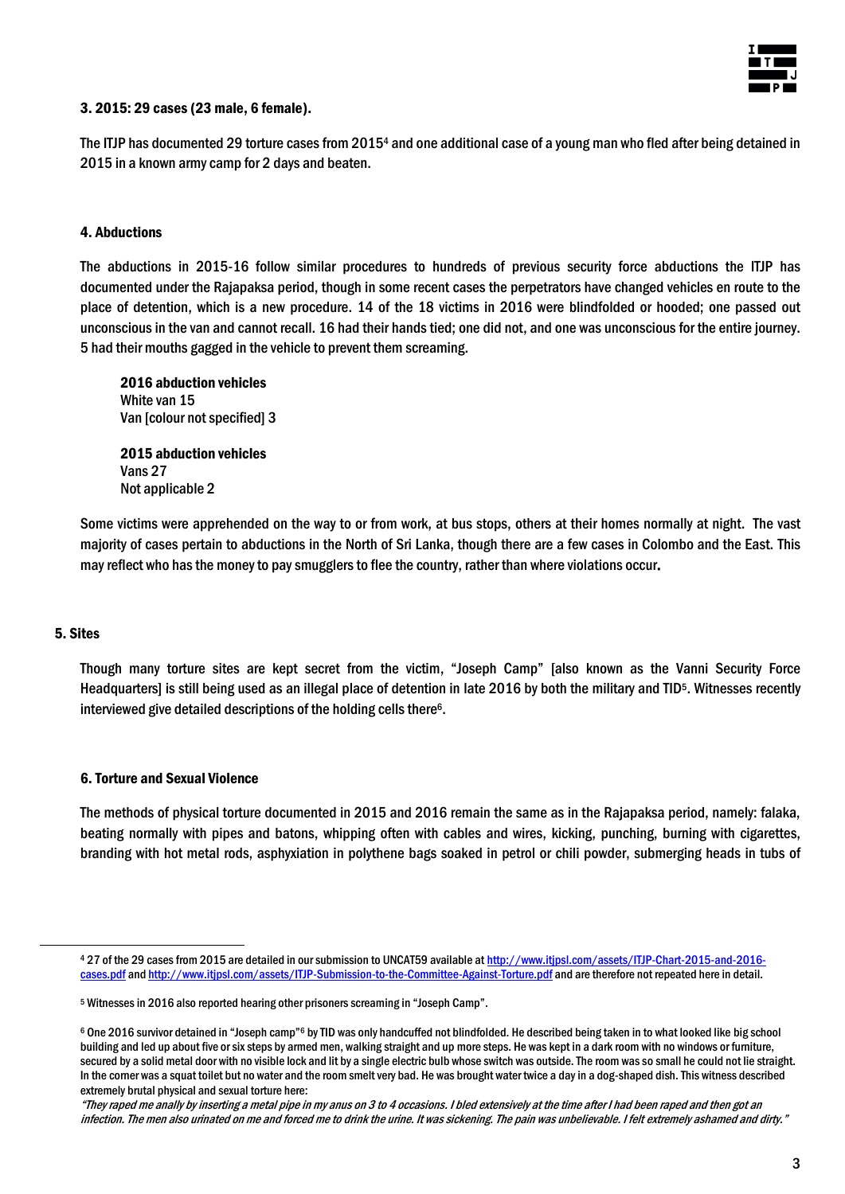### 3. 2015: 29 cases (23 male, 6 female).

The ITJP has documented 29 torture cases from 2015[4] and one additional case of a young man who fled after being detained in 2015 in a known army camp for 2 days and beaten.

### 4. Abductions

The abductions in 2015-16 follow similar procedures to hundreds of previous security force abductions the ITJP has documented under the Rajapaksa period, though in some recent cases the perpetrators have changed vehicles en route to the place of detention, which is a new procedure. 14 of the 18 victims in 2016 were blindfolded or hooded; one passed out unconscious in the van and cannot recall. 16 had their hands tied; one did not, and one was unconscious for the entire journey. 5 had their mouths gagged in the vehicle to prevent them screaming.

**2016 abduction vehicles**
White van 15
Van [colour not specified] 3

**2015 abduction vehicles**
Vans 27
Not applicable 2

Some victims were apprehended on the way to or from work, at bus stops, others at their homes normally at night. The vast majority of cases pertain to abductions in the North of Sri Lanka, though there are a few cases in Colombo and the East. This may reflect who has the money to pay smugglers to flee the country, rather than where violations occur.

### 5. Sites

Though many torture sites are kept secret from the victim, "Joseph Camp" [also known as the Vanni Security Force Headquarters] is still being used as an illegal place of detention in late 2016 by both the military and TID[5]. Witnesses recently interviewed give detailed descriptions of the holding cells there[6].

### 6. Torture and Sexual Violence

The methods of physical torture documented in 2015 and 2016 remain the same as in the Rajapaksa period, namely: falaka, beating normally with pipes and batons, whipping often with cables and wires, kicking, punching, burning with cigarettes, branding with hot metal rods, asphyxiation in polythene bags soaked in petrol or chili powder, submerging heads in tubs of

---

[4] 27 of the 29 cases from 2015 are detailed in our submission to UNCAT59 available at http://www.itjpsl.com/assets/ITJP-Chart-2015-and-2016-cases.pdf and http://www.itjpsl.com/assets/ITJP-Submission-to-the-Committee-Against-Torture.pdf and are therefore not repeated here in detail.

[5] Witnesses in 2016 also reported hearing other prisoners screaming in "Joseph Camp".

[6] One 2016 survivor detained in "Joseph camp"[6] by TID was only handcuffed not blindfolded. He described being taken in to what looked like big school building and led up about five or six steps by armed men, walking straight and up more steps. He was kept in a dark room with no windows or furniture, secured by a solid metal door with no visible lock and lit by a single electric bulb whose switch was outside. The room was so small he could not lie straight. In the corner was a squat toilet but no water and the room smelt very bad. He was brought water twice a day in a dog-shaped dish. This witness described extremely brutal physical and sexual torture here:

*"They raped me anally by inserting a metal pipe in my anus on 3 to 4 occasions. I bled extensively at the time after I had been raped and then got an infection. The men also urinated on me and forced me to drink the urine. It was sickening. The pain was unbelievable. I felt extremely ashamed and dirty."*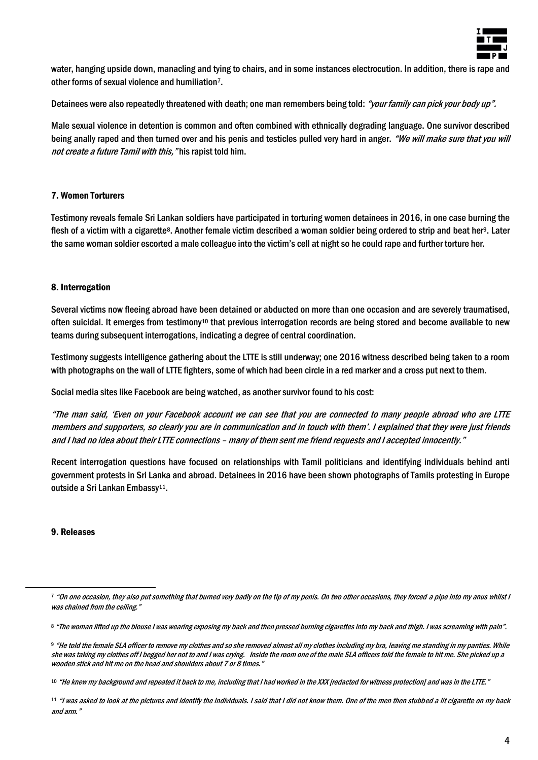water, hanging upside down, manacling and tying to chairs, and in some instances electrocution. In addition, there is rape and other forms of sexual violence and humiliation[7].

Detainees were also repeatedly threatened with death; one man remembers being told: *"your family can pick your body up".*

Male sexual violence in detention is common and often combined with ethnically degrading language. One survivor described being anally raped and then turned over and his penis and testicles pulled very hard in anger. *"We will make sure that you will not create a future Tamil with this,"* his rapist told him.

### 7. Women Torturers

Testimony reveals female Sri Lankan soldiers have participated in torturing women detainees in 2016, in one case burning the flesh of a victim with a cigarette[8]. Another female victim described a woman soldier being ordered to strip and beat her[9]. Later the same woman soldier escorted a male colleague into the victim's cell at night so he could rape and further torture her.

### 8. Interrogation

Several victims now fleeing abroad have been detained or abducted on more than one occasion and are severely traumatised, often suicidal. It emerges from testimony[10] that previous interrogation records are being stored and become available to new teams during subsequent interrogations, indicating a degree of central coordination.

Testimony suggests intelligence gathering about the LTTE is still underway; one 2016 witness described being taken to a room with photographs on the wall of LTTE fighters, some of which had been circle in a red marker and a cross put next to them.

Social media sites like Facebook are being watched, as another survivor found to his cost:

*"The man said, 'Even on your Facebook account we can see that you are connected to many people abroad who are LTTE members and supporters, so clearly you are in communication and in touch with them'. I explained that they were just friends and I had no idea about their LTTE connections – many of them sent me friend requests and I accepted innocently."*

Recent interrogation questions have focused on relationships with Tamil politicians and identifying individuals behind anti government protests in Sri Lanka and abroad. Detainees in 2016 have been shown photographs of Tamils protesting in Europe outside a Sri Lankan Embassy[11].

### 9. Releases

---

[7] *"On one occasion, they also put something that burned very badly on the tip of my penis. On two other occasions, they forced a pipe into my anus whilst I was chained from the ceiling."*

[8] *"The woman lifted up the blouse I was wearing exposing my back and then pressed burning cigarettes into my back and thigh. I was screaming with pain".*

[9] *"He told the female SLA officer to remove my clothes and so she removed almost all my clothes including my bra, leaving me standing in my panties. While she was taking my clothes off I begged her not to and I was crying. Inside the room one of the male SLA officers told the female to hit me. She picked up a wooden stick and hit me on the head and shoulders about 7 or 8 times."*

[10] *"He knew my background and repeated it back to me, including that I had worked in the XXX [redacted for witness protection] and was in the LTTE."*

[11] *"I was asked to look at the pictures and identify the individuals. I said that I did not know them. One of the men then stubbed a lit cigarette on my back and arm."*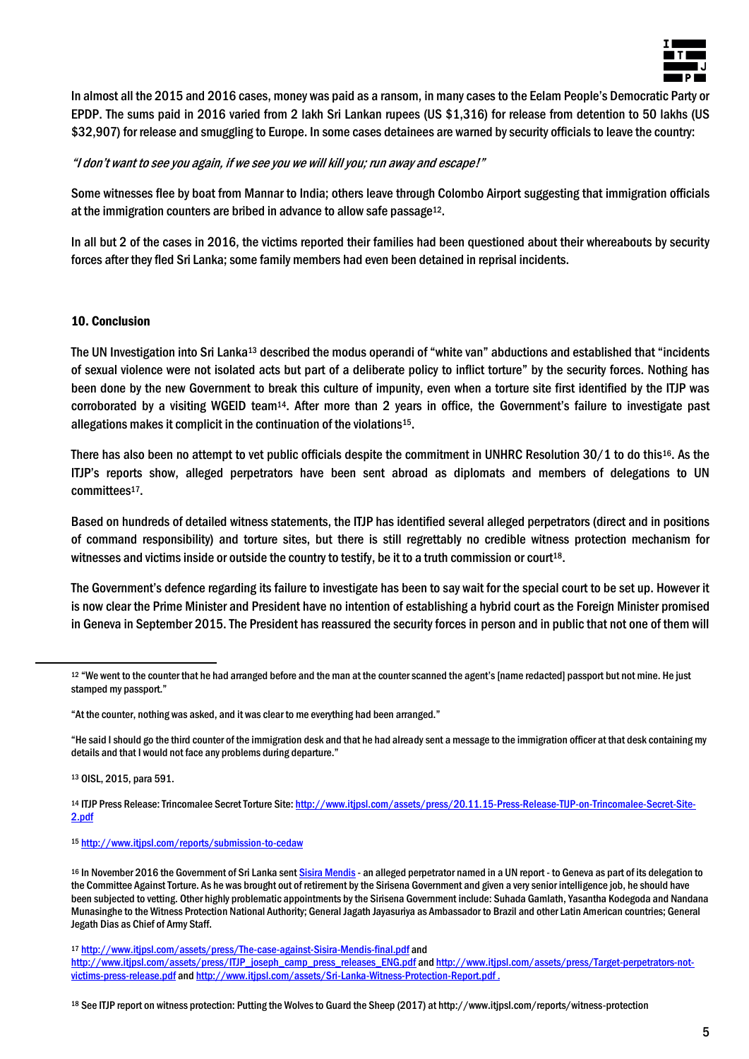In almost all the 2015 and 2016 cases, money was paid as a ransom, in many cases to the Eelam People's Democratic Party or EPDP. The sums paid in 2016 varied from 2 lakh Sri Lankan rupees (US $1,316) for release from detention to 50 lakhs (US $32,907) for release and smuggling to Europe. In some cases detainees are warned by security officials to leave the country:

*"I don't want to see you again, if we see you we will kill you; run away and escape!"*

Some witnesses flee by boat from Mannar to India; others leave through Colombo Airport suggesting that immigration officials at the immigration counters are bribed in advance to allow safe passage[12].

In all but 2 of the cases in 2016, the victims reported their families had been questioned about their whereabouts by security forces after they fled Sri Lanka; some family members had even been detained in reprisal incidents.

## 10. Conclusion

The UN Investigation into Sri Lanka[13] described the modus operandi of "white van" abductions and established that "incidents of sexual violence were not isolated acts but part of a deliberate policy to inflict torture" by the security forces. Nothing has been done by the new Government to break this culture of impunity, even when a torture site first identified by the ITJP was corroborated by a visiting WGEID team[14]. After more than 2 years in office, the Government's failure to investigate past allegations makes it complicit in the continuation of the violations[15].

There has also been no attempt to vet public officials despite the commitment in UNHRC Resolution 30/1 to do this[16]. As the ITJP's reports show, alleged perpetrators have been sent abroad as diplomats and members of delegations to UN committees[17].

Based on hundreds of detailed witness statements, the ITJP has identified several alleged perpetrators (direct and in positions of command responsibility) and torture sites, but there is still regrettably no credible witness protection mechanism for witnesses and victims inside or outside the country to testify, be it to a truth commission or court[18].

The Government's defence regarding its failure to investigate has been to say wait for the special court to be set up. However it is now clear the Prime Minister and President have no intention of establishing a hybrid court as the Foreign Minister promised in Geneva in September 2015. The President has reassured the security forces in person and in public that not one of them will

---

[12] "We went to the counter that he had arranged before and the man at the counter scanned the agent's [name redacted] passport but not mine. He just stamped my passport."

"At the counter, nothing was asked, and it was clear to me everything had been arranged."

"He said I should go the third counter of the immigration desk and that he had already sent a message to the immigration officer at that desk containing my details and that I would not face any problems during departure."

[13] OISL, 2015, para 591.

[14] ITJP Press Release: Trincomalee Secret Torture Site: http://www.itjpsl.com/assets/press/20.11.15-Press-Release-TIJP-on-Trincomalee-Secret-Site-2.pdf

[15] http://www.itjpsl.com/reports/submission-to-cedaw

[16] In November 2016 the Government of Sri Lanka sent Sisira Mendis - an alleged perpetrator named in a UN report - to Geneva as part of its delegation to the Committee Against Torture. As he was brought out of retirement by the Sirisena Government and given a very senior intelligence job, he should have been subjected to vetting. Other highly problematic appointments by the Sirisena Government include: Suhada Gamlath, Yasantha Kodegoda and Nandana Munasinghe to the Witness Protection National Authority; General Jagath Jayasuriya as Ambassador to Brazil and other Latin American countries; General Jegath Dias as Chief of Army Staff.

[17] http://www.itjpsl.com/assets/press/The-case-against-Sisira-Mendis-final.pdf and http://www.itjpsl.com/assets/press/ITJP_joseph_camp_press_releases_ENG.pdf and http://www.itjpsl.com/assets/press/Target-perpetrators-not-victims-press-release.pdf and http://www.itjpsl.com/assets/Sri-Lanka-Witness-Protection-Report.pdf .

[18] See ITJP report on witness protection: Putting the Wolves to Guard the Sheep (2017) at http://www.itjpsl.com/reports/witness-protection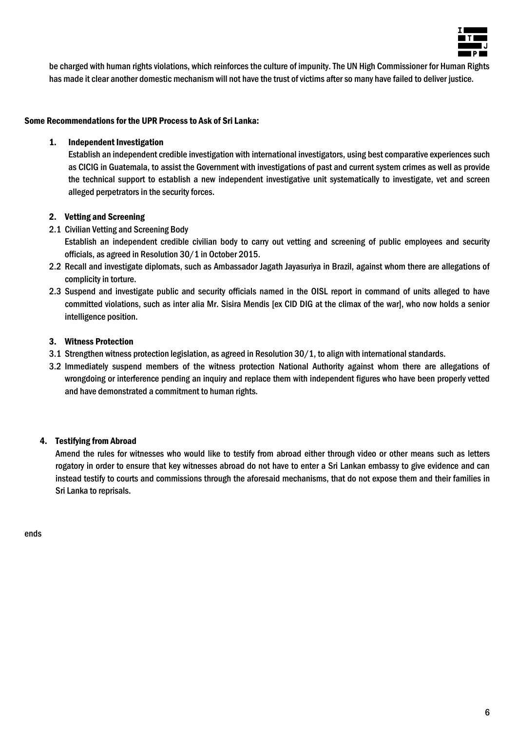be charged with human rights violations, which reinforces the culture of impunity. The UN High Commissioner for Human Rights has made it clear another domestic mechanism will not have the trust of victims after so many have failed to deliver justice.

**Some Recommendations for the UPR Process to Ask of Sri Lanka:**

**1. Independent Investigation**

Establish an independent credible investigation with international investigators, using best comparative experiences such as CICIG in Guatemala, to assist the Government with investigations of past and current system crimes as well as provide the technical support to establish a new independent investigative unit systematically to investigate, vet and screen alleged perpetrators in the security forces.

**2. Vetting and Screening**

2.1 Civilian Vetting and Screening Body

Establish an independent credible civilian body to carry out vetting and screening of public employees and security officials, as agreed in Resolution 30/1 in October 2015.

2.2 Recall and investigate diplomats, such as Ambassador Jagath Jayasuriya in Brazil, against whom there are allegations of complicity in torture.

2.3 Suspend and investigate public and security officials named in the OISL report in command of units alleged to have committed violations, such as inter alia Mr. Sisira Mendis [ex CID DIG at the climax of the war], who now holds a senior intelligence position.

**3. Witness Protection**

3.1 Strengthen witness protection legislation, as agreed in Resolution 30/1, to align with international standards.

3.2 Immediately suspend members of the witness protection National Authority against whom there are allegations of wrongdoing or interference pending an inquiry and replace them with independent figures who have been properly vetted and have demonstrated a commitment to human rights.

**4. Testifying from Abroad**

Amend the rules for witnesses who would like to testify from abroad either through video or other means such as letters rogatory in order to ensure that key witnesses abroad do not have to enter a Sri Lankan embassy to give evidence and can instead testify to courts and commissions through the aforesaid mechanisms, that do not expose them and their families in Sri Lanka to reprisals.

ends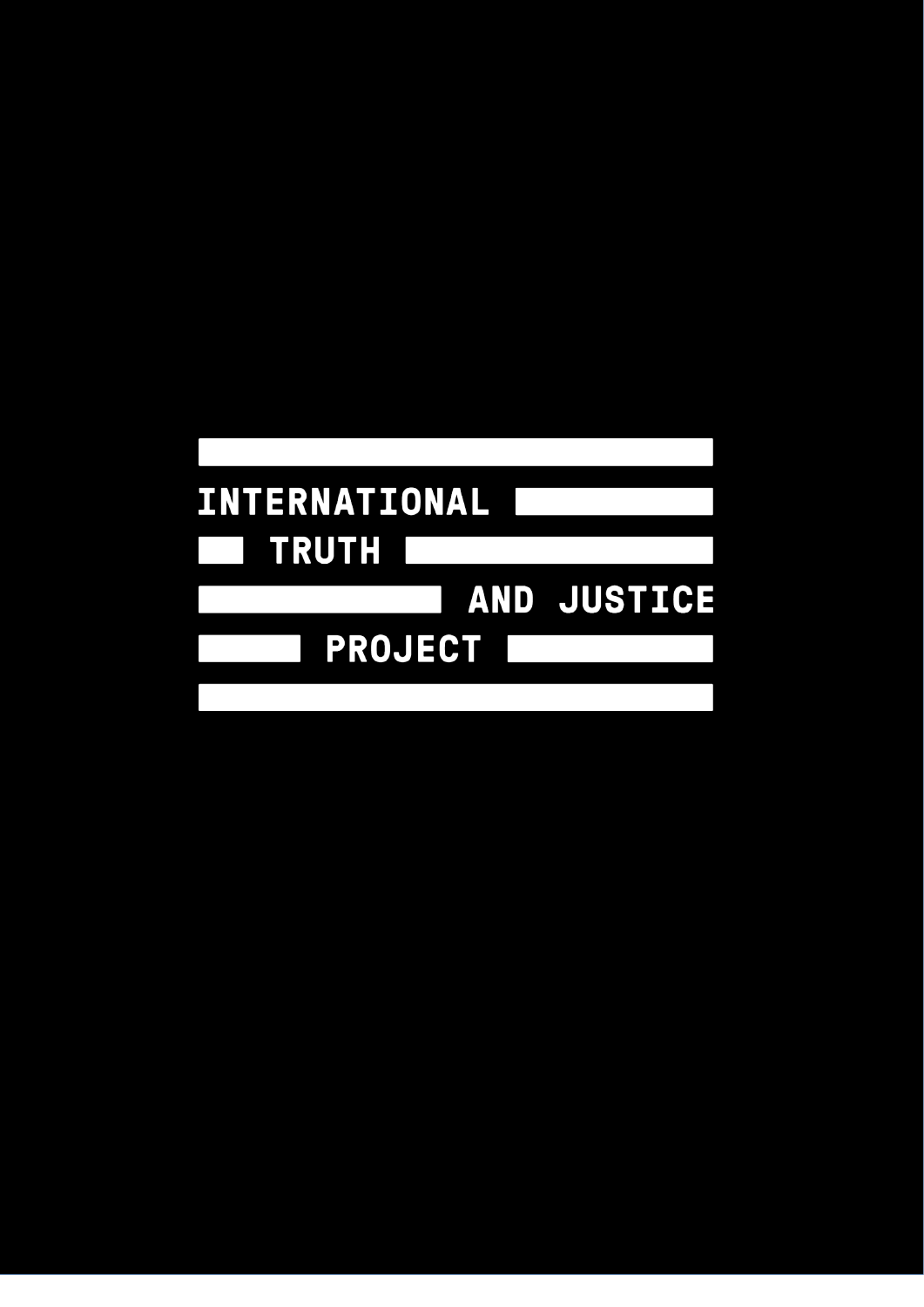INTERNATIONAL TRUTH AND JUSTICE PROJECT